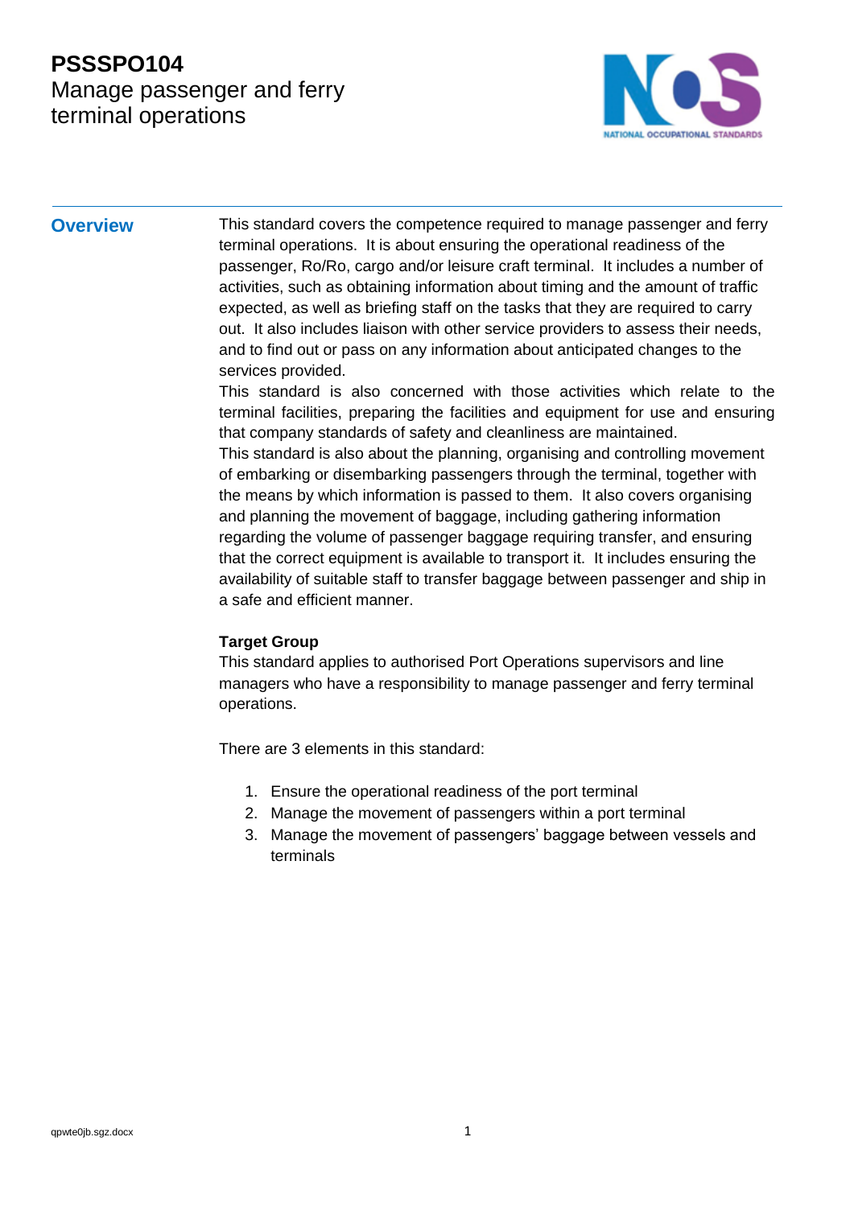# PSSSPO104
Manage passenger and ferry terminal operations

## Overview

This standard covers the competence required to manage passenger and ferry terminal operations. It is about ensuring the operational readiness of the passenger, Ro/Ro, cargo and/or leisure craft terminal. It includes a number of activities, such as obtaining information about timing and the amount of traffic expected, as well as briefing staff on the tasks that they are required to carry out. It also includes liaison with other service providers to assess their needs, and to find out or pass on any information about anticipated changes to the services provided.

This standard is also concerned with those activities which relate to the terminal facilities, preparing the facilities and equipment for use and ensuring that company standards of safety and cleanliness are maintained.

This standard is also about the planning, organising and controlling movement of embarking or disembarking passengers through the terminal, together with the means by which information is passed to them. It also covers organising and planning the movement of baggage, including gathering information regarding the volume of passenger baggage requiring transfer, and ensuring that the correct equipment is available to transport it. It includes ensuring the availability of suitable staff to transfer baggage between passenger and ship in a safe and efficient manner.

**Target Group**

This standard applies to authorised Port Operations supervisors and line managers who have a responsibility to manage passenger and ferry terminal operations.

There are 3 elements in this standard:

1. Ensure the operational readiness of the port terminal
2. Manage the movement of passengers within a port terminal
3. Manage the movement of passengers' baggage between vessels and terminals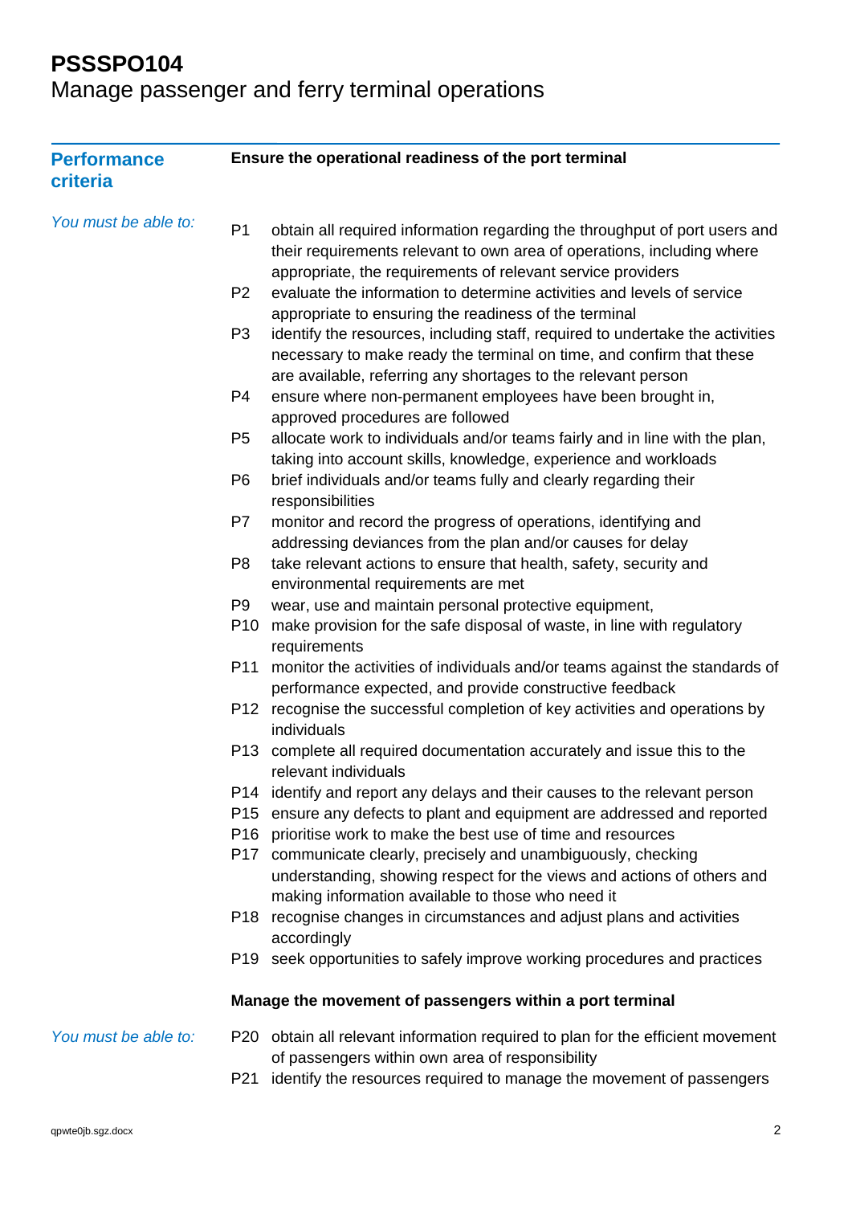# PSSSPO104
Manage passenger and ferry terminal operations

## Performance criteria

**Ensure the operational readiness of the port terminal**

*You must be able to:*

- P1 obtain all required information regarding the throughput of port users and their requirements relevant to own area of operations, including where appropriate, the requirements of relevant service providers
- P2 evaluate the information to determine activities and levels of service appropriate to ensuring the readiness of the terminal
- P3 identify the resources, including staff, required to undertake the activities necessary to make ready the terminal on time, and confirm that these are available, referring any shortages to the relevant person
- P4 ensure where non-permanent employees have been brought in, approved procedures are followed
- P5 allocate work to individuals and/or teams fairly and in line with the plan, taking into account skills, knowledge, experience and workloads
- P6 brief individuals and/or teams fully and clearly regarding their responsibilities
- P7 monitor and record the progress of operations, identifying and addressing deviances from the plan and/or causes for delay
- P8 take relevant actions to ensure that health, safety, security and environmental requirements are met
- P9 wear, use and maintain personal protective equipment,
- P10 make provision for the safe disposal of waste, in line with regulatory requirements
- P11 monitor the activities of individuals and/or teams against the standards of performance expected, and provide constructive feedback
- P12 recognise the successful completion of key activities and operations by individuals
- P13 complete all required documentation accurately and issue this to the relevant individuals
- P14 identify and report any delays and their causes to the relevant person
- P15 ensure any defects to plant and equipment are addressed and reported
- P16 prioritise work to make the best use of time and resources
- P17 communicate clearly, precisely and unambiguously, checking understanding, showing respect for the views and actions of others and making information available to those who need it
- P18 recognise changes in circumstances and adjust plans and activities accordingly
- P19 seek opportunities to safely improve working procedures and practices

**Manage the movement of passengers within a port terminal**

*You must be able to:*

- P20 obtain all relevant information required to plan for the efficient movement of passengers within own area of responsibility
- P21 identify the resources required to manage the movement of passengers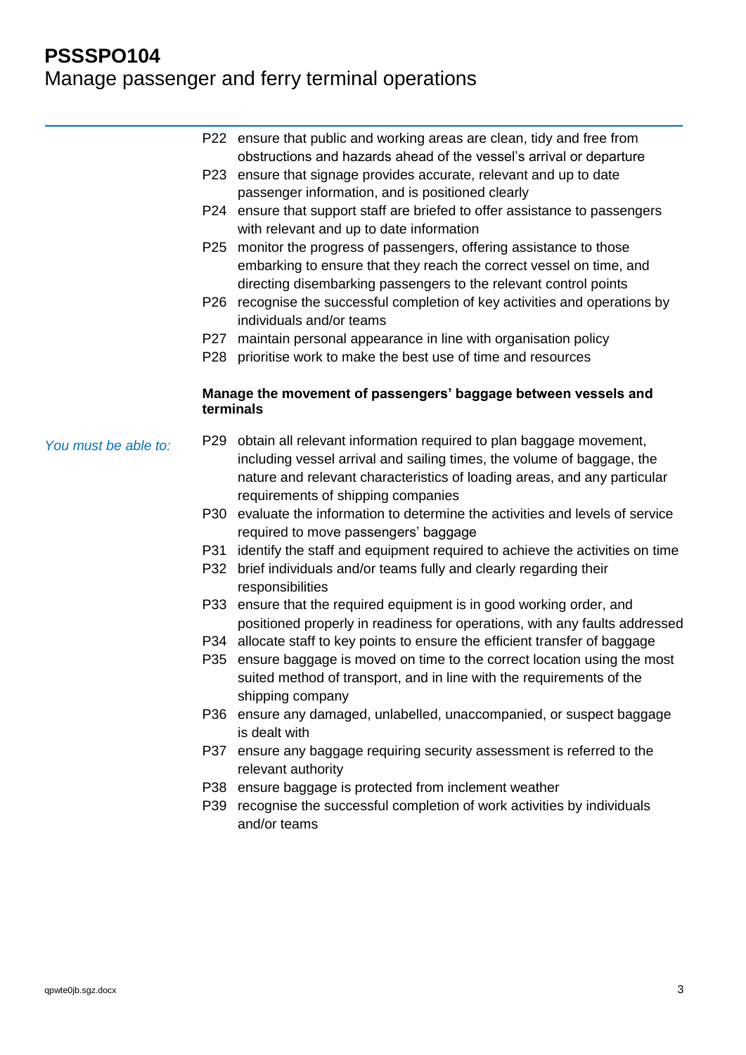P22 ensure that public and working areas are clean, tidy and free from obstructions and hazards ahead of the vessel's arrival or departure

P23 ensure that signage provides accurate, relevant and up to date passenger information, and is positioned clearly

P24 ensure that support staff are briefed to offer assistance to passengers with relevant and up to date information

P25 monitor the progress of passengers, offering assistance to those embarking to ensure that they reach the correct vessel on time, and directing disembarking passengers to the relevant control points

P26 recognise the successful completion of key activities and operations by individuals and/or teams

P27 maintain personal appearance in line with organisation policy

P28 prioritise work to make the best use of time and resources

**Manage the movement of passengers' baggage between vessels and terminals**

*You must be able to:*

P29 obtain all relevant information required to plan baggage movement, including vessel arrival and sailing times, the volume of baggage, the nature and relevant characteristics of loading areas, and any particular requirements of shipping companies

P30 evaluate the information to determine the activities and levels of service required to move passengers' baggage

P31 identify the staff and equipment required to achieve the activities on time

P32 brief individuals and/or teams fully and clearly regarding their responsibilities

P33 ensure that the required equipment is in good working order, and positioned properly in readiness for operations, with any faults addressed

P34 allocate staff to key points to ensure the efficient transfer of baggage

P35 ensure baggage is moved on time to the correct location using the most suited method of transport, and in line with the requirements of the shipping company

P36 ensure any damaged, unlabelled, unaccompanied, or suspect baggage is dealt with

P37 ensure any baggage requiring security assessment is referred to the relevant authority

P38 ensure baggage is protected from inclement weather

P39 recognise the successful completion of work activities by individuals and/or teams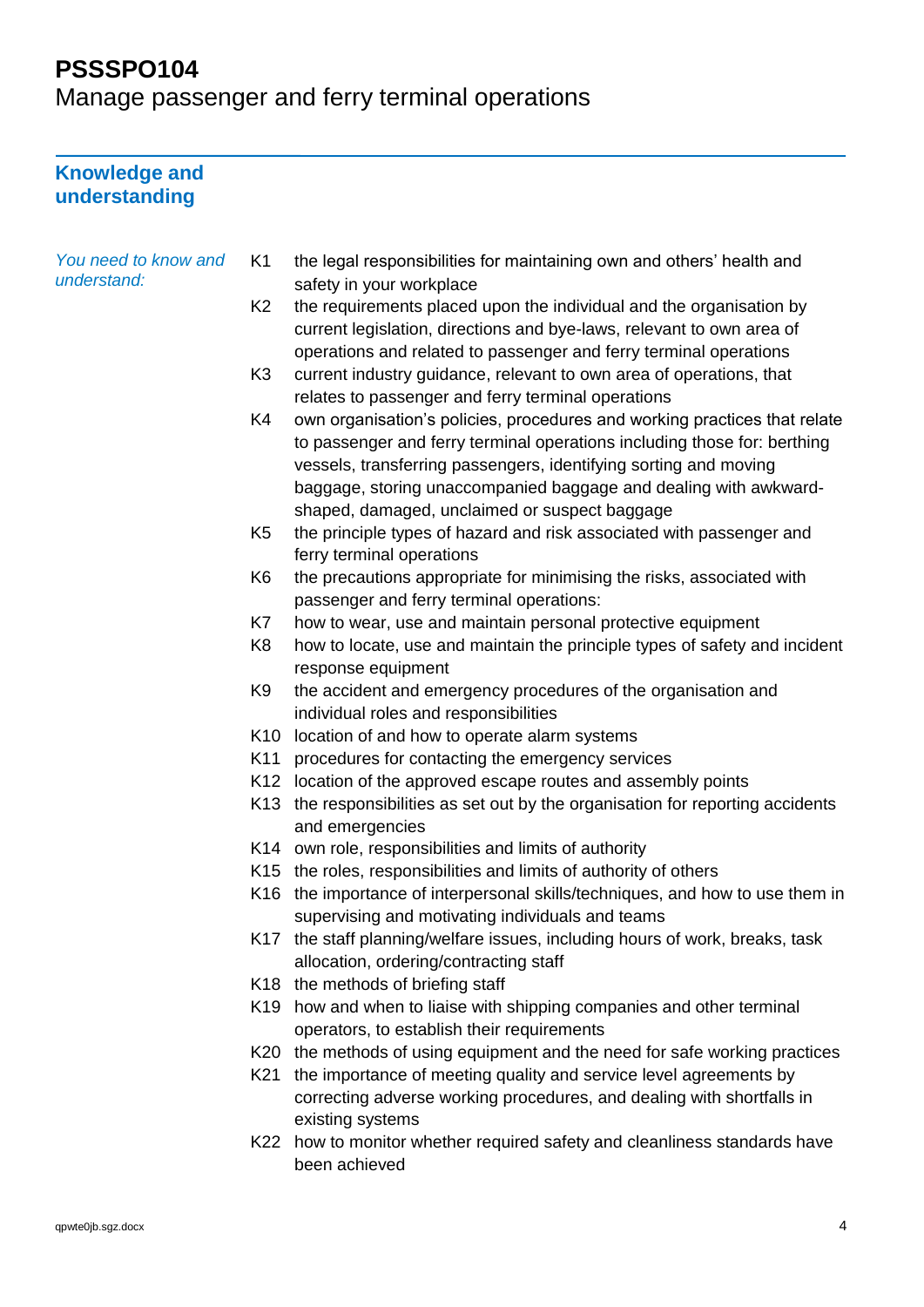# PSSSPO104
Manage passenger and ferry terminal operations

## Knowledge and understanding

*You need to know and understand:*

- K1 the legal responsibilities for maintaining own and others' health and safety in your workplace
- K2 the requirements placed upon the individual and the organisation by current legislation, directions and bye-laws, relevant to own area of operations and related to passenger and ferry terminal operations
- K3 current industry guidance, relevant to own area of operations, that relates to passenger and ferry terminal operations
- K4 own organisation's policies, procedures and working practices that relate to passenger and ferry terminal operations including those for: berthing vessels, transferring passengers, identifying sorting and moving baggage, storing unaccompanied baggage and dealing with awkward-shaped, damaged, unclaimed or suspect baggage
- K5 the principle types of hazard and risk associated with passenger and ferry terminal operations
- K6 the precautions appropriate for minimising the risks, associated with passenger and ferry terminal operations:
- K7 how to wear, use and maintain personal protective equipment
- K8 how to locate, use and maintain the principle types of safety and incident response equipment
- K9 the accident and emergency procedures of the organisation and individual roles and responsibilities
- K10 location of and how to operate alarm systems
- K11 procedures for contacting the emergency services
- K12 location of the approved escape routes and assembly points
- K13 the responsibilities as set out by the organisation for reporting accidents and emergencies
- K14 own role, responsibilities and limits of authority
- K15 the roles, responsibilities and limits of authority of others
- K16 the importance of interpersonal skills/techniques, and how to use them in supervising and motivating individuals and teams
- K17 the staff planning/welfare issues, including hours of work, breaks, task allocation, ordering/contracting staff
- K18 the methods of briefing staff
- K19 how and when to liaise with shipping companies and other terminal operators, to establish their requirements
- K20 the methods of using equipment and the need for safe working practices
- K21 the importance of meeting quality and service level agreements by correcting adverse working procedures, and dealing with shortfalls in existing systems
- K22 how to monitor whether required safety and cleanliness standards have been achieved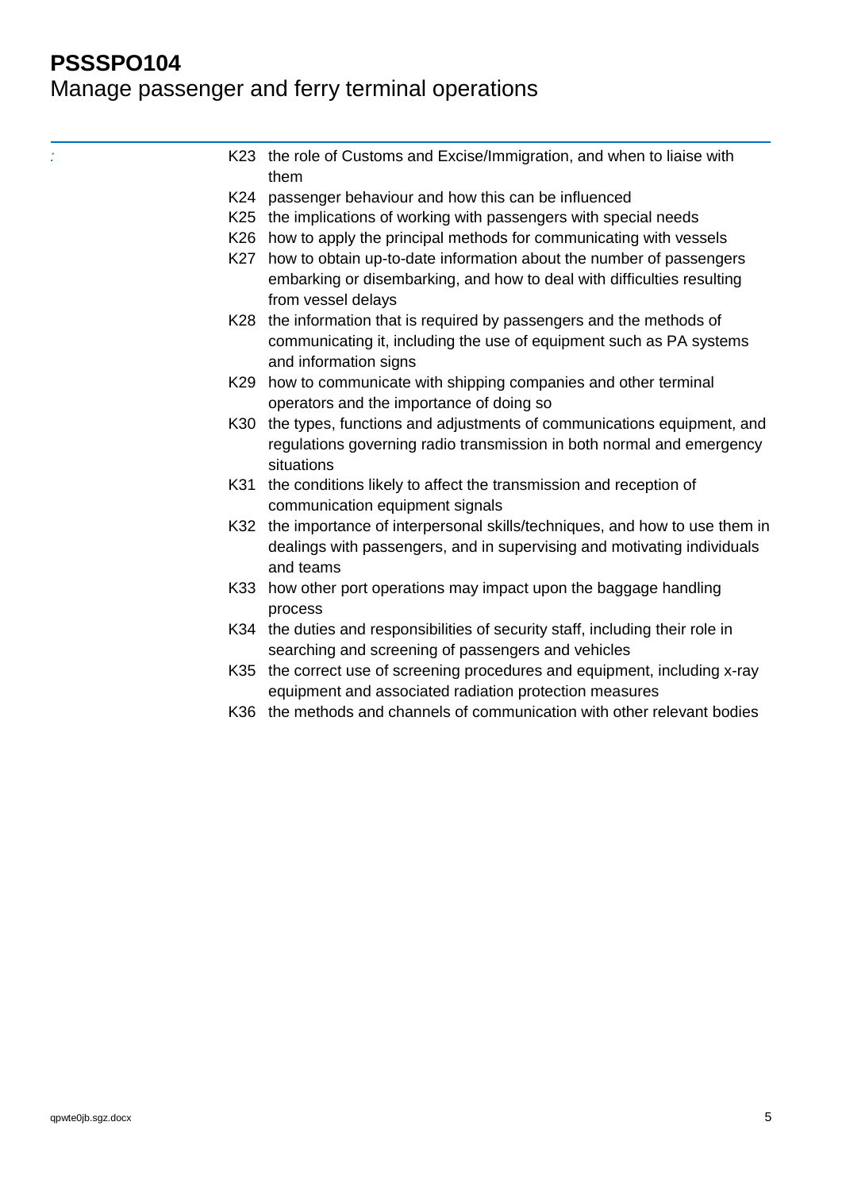:

- K23 the role of Customs and Excise/Immigration, and when to liaise with them
- K24 passenger behaviour and how this can be influenced
- K25 the implications of working with passengers with special needs
- K26 how to apply the principal methods for communicating with vessels
- K27 how to obtain up-to-date information about the number of passengers embarking or disembarking, and how to deal with difficulties resulting from vessel delays
- K28 the information that is required by passengers and the methods of communicating it, including the use of equipment such as PA systems and information signs
- K29 how to communicate with shipping companies and other terminal operators and the importance of doing so
- K30 the types, functions and adjustments of communications equipment, and regulations governing radio transmission in both normal and emergency situations
- K31 the conditions likely to affect the transmission and reception of communication equipment signals
- K32 the importance of interpersonal skills/techniques, and how to use them in dealings with passengers, and in supervising and motivating individuals and teams
- K33 how other port operations may impact upon the baggage handling process
- K34 the duties and responsibilities of security staff, including their role in searching and screening of passengers and vehicles
- K35 the correct use of screening procedures and equipment, including x-ray equipment and associated radiation protection measures
- K36 the methods and channels of communication with other relevant bodies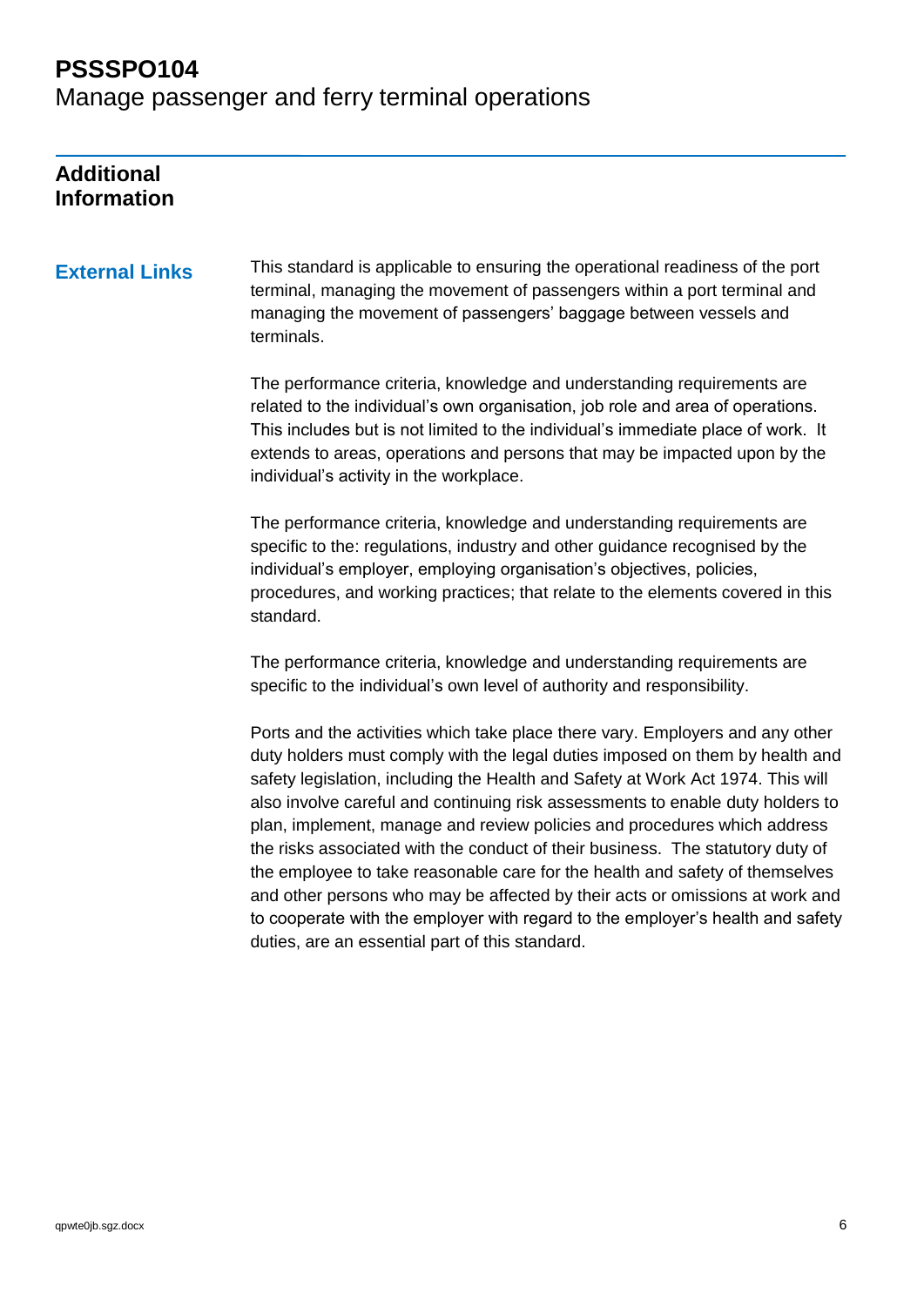# PSSSPO104
Manage passenger and ferry terminal operations

## Additional Information

### External Links

This standard is applicable to ensuring the operational readiness of the port terminal, managing the movement of passengers within a port terminal and managing the movement of passengers' baggage between vessels and terminals.

The performance criteria, knowledge and understanding requirements are related to the individual's own organisation, job role and area of operations. This includes but is not limited to the individual's immediate place of work. It extends to areas, operations and persons that may be impacted upon by the individual's activity in the workplace.

The performance criteria, knowledge and understanding requirements are specific to the: regulations, industry and other guidance recognised by the individual's employer, employing organisation's objectives, policies, procedures, and working practices; that relate to the elements covered in this standard.

The performance criteria, knowledge and understanding requirements are specific to the individual's own level of authority and responsibility.

Ports and the activities which take place there vary. Employers and any other duty holders must comply with the legal duties imposed on them by health and safety legislation, including the Health and Safety at Work Act 1974. This will also involve careful and continuing risk assessments to enable duty holders to plan, implement, manage and review policies and procedures which address the risks associated with the conduct of their business. The statutory duty of the employee to take reasonable care for the health and safety of themselves and other persons who may be affected by their acts or omissions at work and to cooperate with the employer with regard to the employer's health and safety duties, are an essential part of this standard.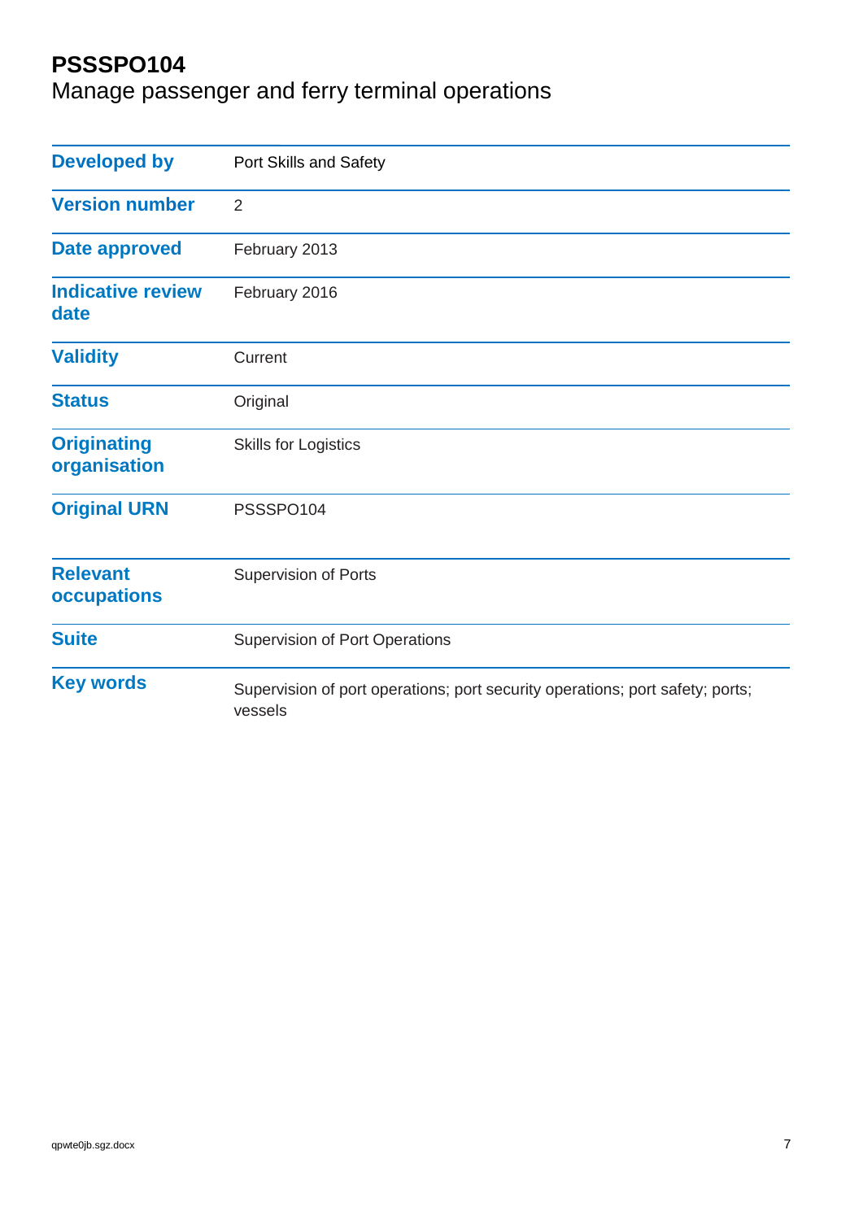# PSSSPO104
Manage passenger and ferry terminal operations

| | |
|---|---|
| **Developed by** | Port Skills and Safety |
| **Version number** | 2 |
| **Date approved** | February 2013 |
| **Indicative review date** | February 2016 |
| **Validity** | Current |
| **Status** | Original |
| **Originating organisation** | Skills for Logistics |
| **Original URN** | PSSSPO104 |
| **Relevant occupations** | Supervision of Ports |
| **Suite** | Supervision of Port Operations |
| **Key words** | Supervision of port operations; port security operations; port safety; ports; vessels |